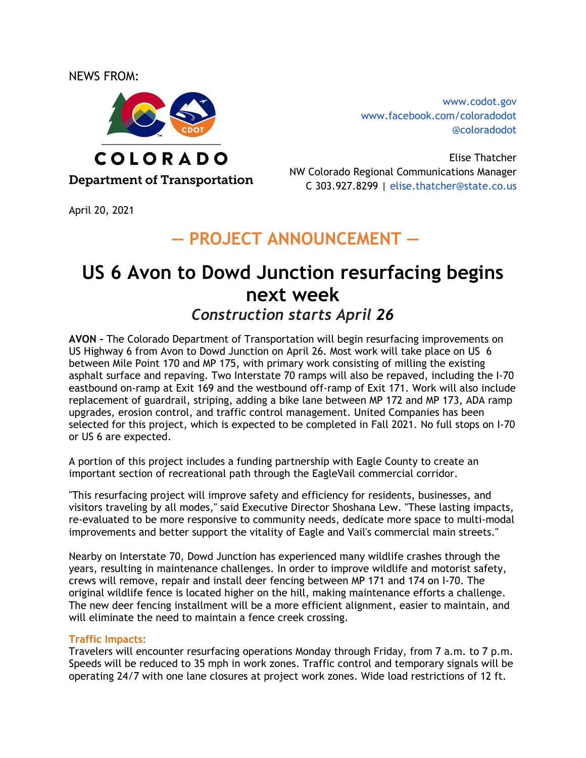NEWS FROM:

COLORADO

Department of Transportation

www.codot.gov
www.facebook.com/coloradodot
@coloradodot

Elise Thatcher
NW Colorado Regional Communications Manager
C 303.927.8299 | elise.thatcher@state.co.us

April 20, 2021

## — PROJECT ANNOUNCEMENT —

# US 6 Avon to Dowd Junction resurfacing begins next week

### *Construction starts April 26*

**AVON** – The Colorado Department of Transportation will begin resurfacing improvements on US Highway 6 from Avon to Dowd Junction on April 26. Most work will take place on US 6 between Mile Point 170 and MP 175, with primary work consisting of milling the existing asphalt surface and repaving. Two Interstate 70 ramps will also be repaved, including the I-70 eastbound on-ramp at Exit 169 and the westbound off-ramp of Exit 171. Work will also include replacement of guardrail, striping, adding a bike lane between MP 172 and MP 173, ADA ramp upgrades, erosion control, and traffic control management. United Companies has been selected for this project, which is expected to be completed in Fall 2021. No full stops on I-70 or US 6 are expected.

A portion of this project includes a funding partnership with Eagle County to create an important section of recreational path through the EagleVail commercial corridor.

"This resurfacing project will improve safety and efficiency for residents, businesses, and visitors traveling by all modes," said Executive Director Shoshana Lew. "These lasting impacts, re-evaluated to be more responsive to community needs, dedicate more space to multi-modal improvements and better support the vitality of Eagle and Vail's commercial main streets."

Nearby on Interstate 70, Dowd Junction has experienced many wildlife crashes through the years, resulting in maintenance challenges. In order to improve wildlife and motorist safety, crews will remove, repair and install deer fencing between MP 171 and 174 on I-70. The original wildlife fence is located higher on the hill, making maintenance efforts a challenge. The new deer fencing installment will be a more efficient alignment, easier to maintain, and will eliminate the need to maintain a fence creek crossing.

**Traffic Impacts:**
Travelers will encounter resurfacing operations Monday through Friday, from 7 a.m. to 7 p.m. Speeds will be reduced to 35 mph in work zones. Traffic control and temporary signals will be operating 24/7 with one lane closures at project work zones. Wide load restrictions of 12 ft.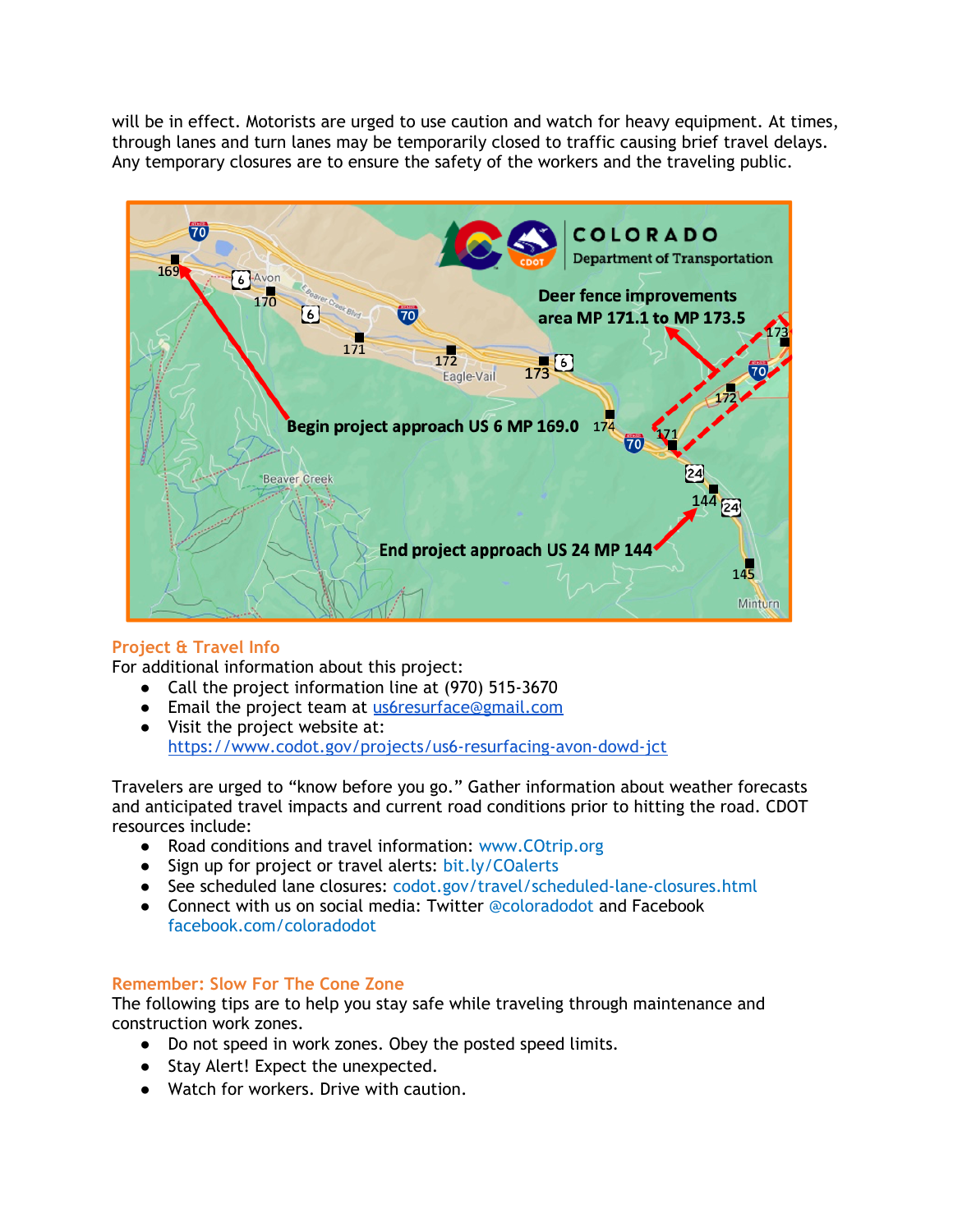will be in effect. Motorists are urged to use caution and watch for heavy equipment. At times, through lanes and turn lanes may be temporarily closed to traffic causing brief travel delays. Any temporary closures are to ensure the safety of the workers and the traveling public.

## Project & Travel Info

For additional information about this project:

- Call the project information line at (970) 515-3670
- Email the project team at us6resurface@gmail.com
- Visit the project website at: https://www.codot.gov/projects/us6-resurfacing-avon-dowd-jct

Travelers are urged to "know before you go." Gather information about weather forecasts and anticipated travel impacts and current road conditions prior to hitting the road. CDOT resources include:

- Road conditions and travel information: www.COtrip.org
- Sign up for project or travel alerts: bit.ly/COalerts
- See scheduled lane closures: codot.gov/travel/scheduled-lane-closures.html
- Connect with us on social media: Twitter @coloradodot and Facebook facebook.com/coloradodot

## Remember: Slow For The Cone Zone

The following tips are to help you stay safe while traveling through maintenance and construction work zones.

- Do not speed in work zones. Obey the posted speed limits.
- Stay Alert! Expect the unexpected.
- Watch for workers. Drive with caution.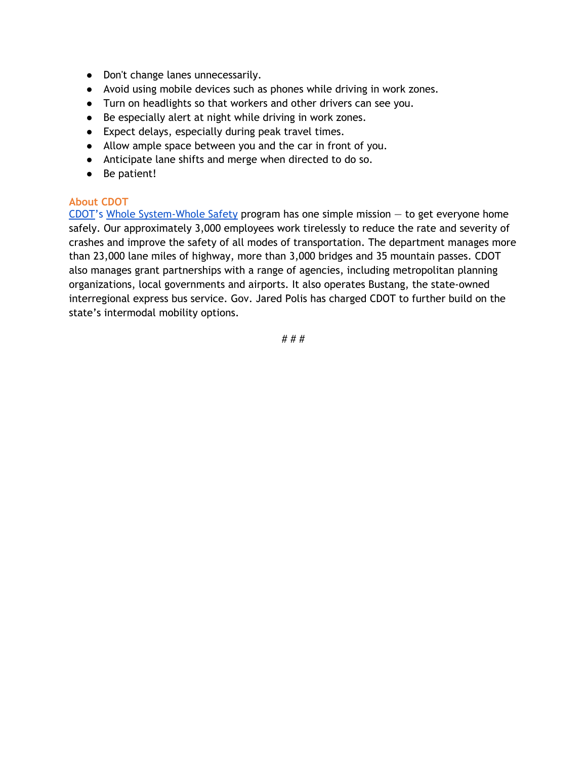- Don't change lanes unnecessarily.
- Avoid using mobile devices such as phones while driving in work zones.
- Turn on headlights so that workers and other drivers can see you.
- Be especially alert at night while driving in work zones.
- Expect delays, especially during peak travel times.
- Allow ample space between you and the car in front of you.
- Anticipate lane shifts and merge when directed to do so.
- Be patient!

**About CDOT**

CDOT's Whole System-Whole Safety program has one simple mission — to get everyone home safely. Our approximately 3,000 employees work tirelessly to reduce the rate and severity of crashes and improve the safety of all modes of transportation. The department manages more than 23,000 lane miles of highway, more than 3,000 bridges and 35 mountain passes. CDOT also manages grant partnerships with a range of agencies, including metropolitan planning organizations, local governments and airports. It also operates Bustang, the state-owned interregional express bus service. Gov. Jared Polis has charged CDOT to further build on the state's intermodal mobility options.

# # #